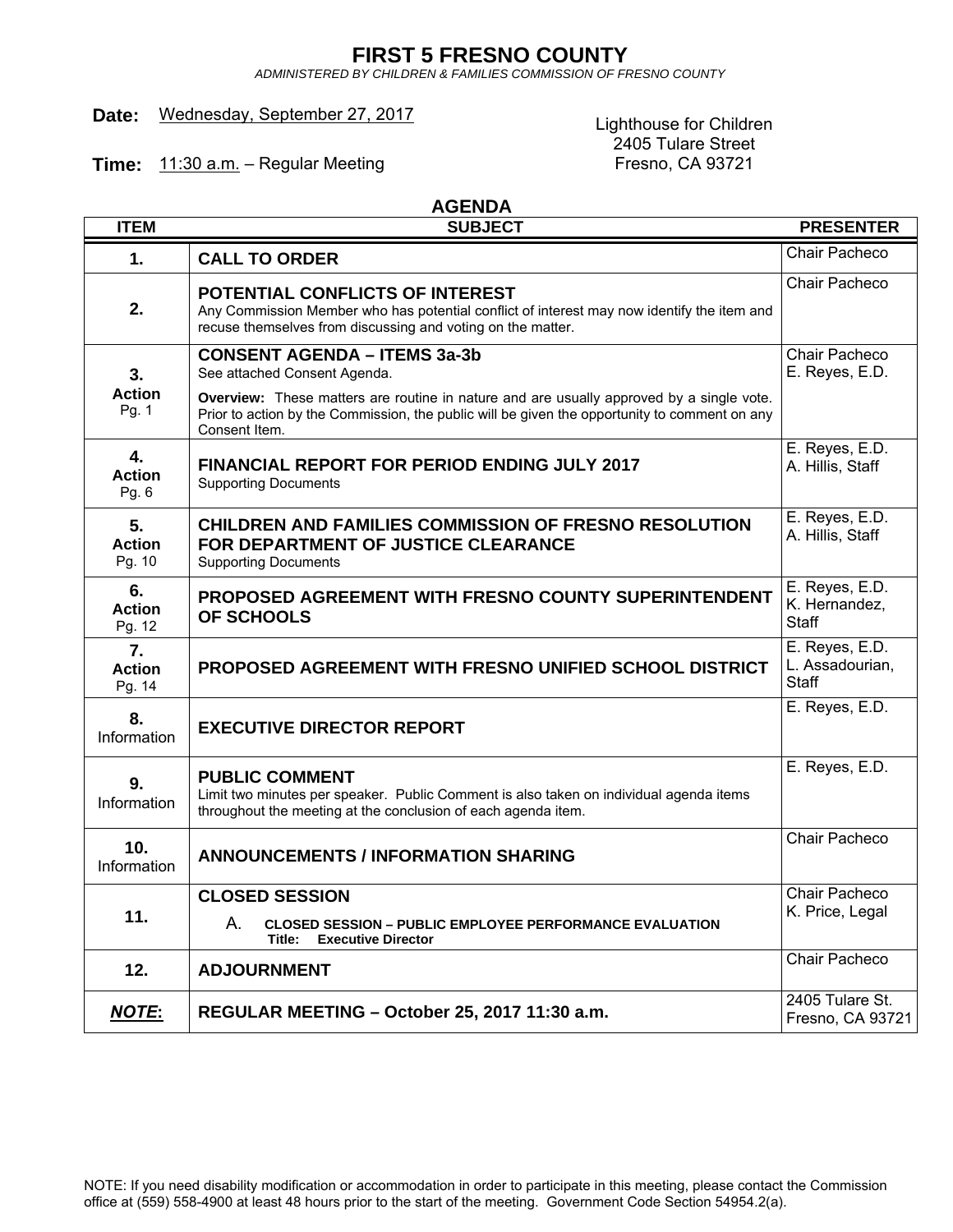# FIRST 5 FRESNO COUNTY

*ADMINISTERED BY CHILDREN & FAMILIES COMMISSION OF FRESNO COUNTY*

**Date:** Wednesday, September 27, 2017

**Time:** 11:30 a.m. – Regular Meeting

Lighthouse for Children
2405 Tulare Street
Fresno, CA 93721

## AGENDA

| ITEM | SUBJECT | PRESENTER |
|---|---|---|
| **1.** | **CALL TO ORDER** | Chair Pacheco |
| **2.** | **POTENTIAL CONFLICTS OF INTEREST**<br>Any Commission Member who has potential conflict of interest may now identify the item and recuse themselves from discussing and voting on the matter. | Chair Pacheco |
| **3.**<br>**Action**<br>Pg. 1 | **CONSENT AGENDA – ITEMS 3a-3b**<br>See attached Consent Agenda.<br>**Overview:** These matters are routine in nature and are usually approved by a single vote. Prior to action by the Commission, the public will be given the opportunity to comment on any Consent Item. | Chair Pacheco<br>E. Reyes, E.D. |
| **4.**<br>**Action**<br>Pg. 6 | **FINANCIAL REPORT FOR PERIOD ENDING JULY 2017**<br>Supporting Documents | E. Reyes, E.D.<br>A. Hillis, Staff |
| **5.**<br>**Action**<br>Pg. 10 | **CHILDREN AND FAMILIES COMMISSION OF FRESNO RESOLUTION FOR DEPARTMENT OF JUSTICE CLEARANCE**<br>Supporting Documents | E. Reyes, E.D.<br>A. Hillis, Staff |
| **6.**<br>**Action**<br>Pg. 12 | **PROPOSED AGREEMENT WITH FRESNO COUNTY SUPERINTENDENT OF SCHOOLS** | E. Reyes, E.D.<br>K. Hernandez, Staff |
| **7.**<br>**Action**<br>Pg. 14 | **PROPOSED AGREEMENT WITH FRESNO UNIFIED SCHOOL DISTRICT** | E. Reyes, E.D.<br>L. Assadourian, Staff |
| **8.**<br>Information | **EXECUTIVE DIRECTOR REPORT** | E. Reyes, E.D. |
| **9.**<br>Information | **PUBLIC COMMENT**<br>Limit two minutes per speaker. Public Comment is also taken on individual agenda items throughout the meeting at the conclusion of each agenda item. | E. Reyes, E.D. |
| **10.**<br>Information | **ANNOUNCEMENTS / INFORMATION SHARING** | Chair Pacheco |
| **11.** | **CLOSED SESSION**<br>A. **CLOSED SESSION – PUBLIC EMPLOYEE PERFORMANCE EVALUATION**<br>**Title: Executive Director** | Chair Pacheco<br>K. Price, Legal |
| **12.** | **ADJOURNMENT** | Chair Pacheco |
| ***NOTE*:** | **REGULAR MEETING – October 25, 2017 11:30 a.m.** | 2405 Tulare St.<br>Fresno, CA 93721 |

NOTE: If you need disability modification or accommodation in order to participate in this meeting, please contact the Commission office at (559) 558-4900 at least 48 hours prior to the start of the meeting. Government Code Section 54954.2(a).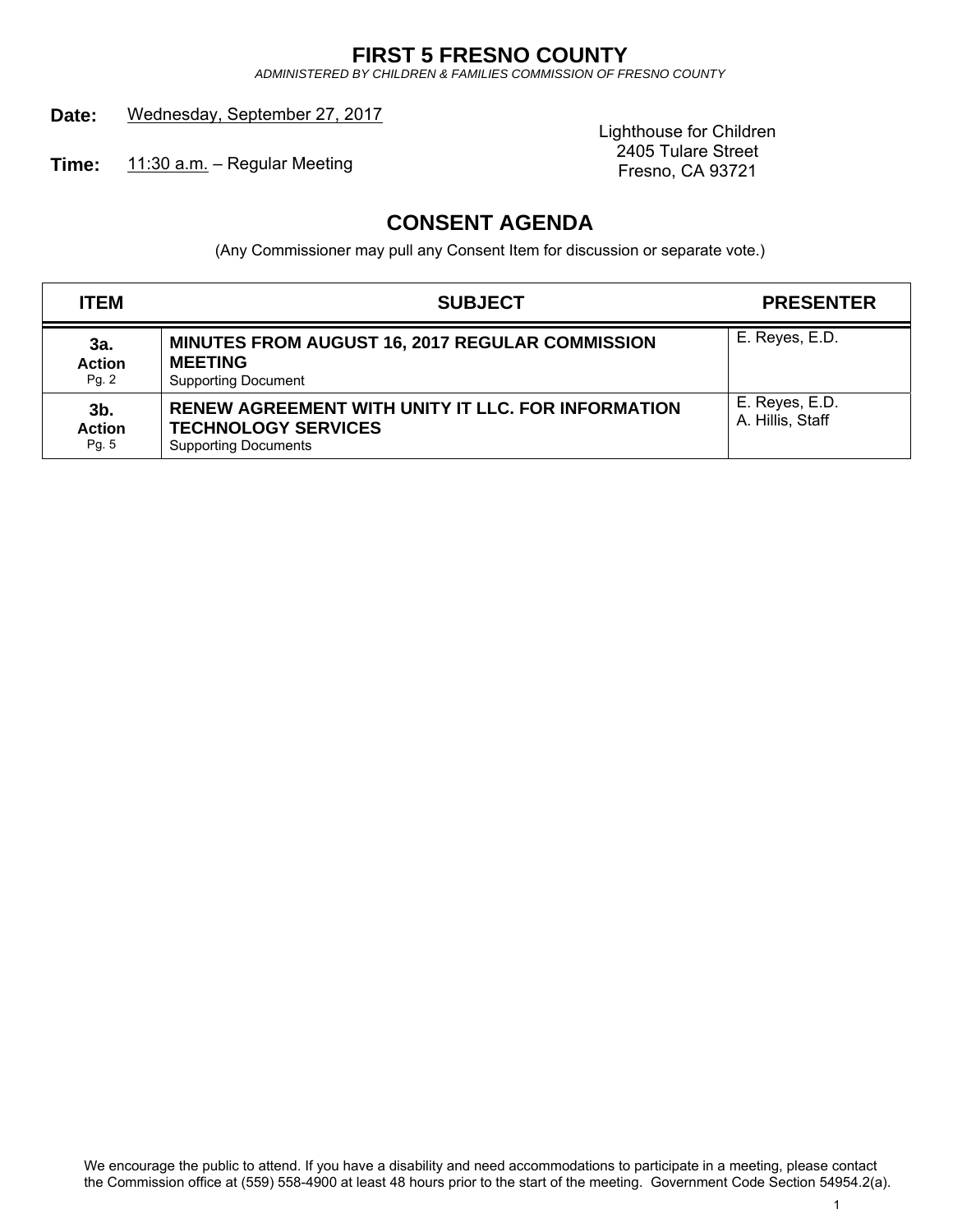# FIRST 5 FRESNO COUNTY

*ADMINISTERED BY CHILDREN & FAMILIES COMMISSION OF FRESNO COUNTY*

**Date:** Wednesday, September 27, 2017

**Time:** 11:30 a.m. – Regular Meeting

Lighthouse for Children
2405 Tulare Street
Fresno, CA 93721

## CONSENT AGENDA

(Any Commissioner may pull any Consent Item for discussion or separate vote.)

| ITEM | SUBJECT | PRESENTER |
|---|---|---|
| **3a.** **Action** Pg. 2 | **MINUTES FROM AUGUST 16, 2017 REGULAR COMMISSION MEETING** Supporting Document | E. Reyes, E.D. |
| **3b.** **Action** Pg. 5 | **RENEW AGREEMENT WITH UNITY IT LLC. FOR INFORMATION TECHNOLOGY SERVICES** Supporting Documents | E. Reyes, E.D. A. Hillis, Staff |

We encourage the public to attend. If you have a disability and need accommodations to participate in a meeting, please contact the Commission office at (559) 558-4900 at least 48 hours prior to the start of the meeting. Government Code Section 54954.2(a).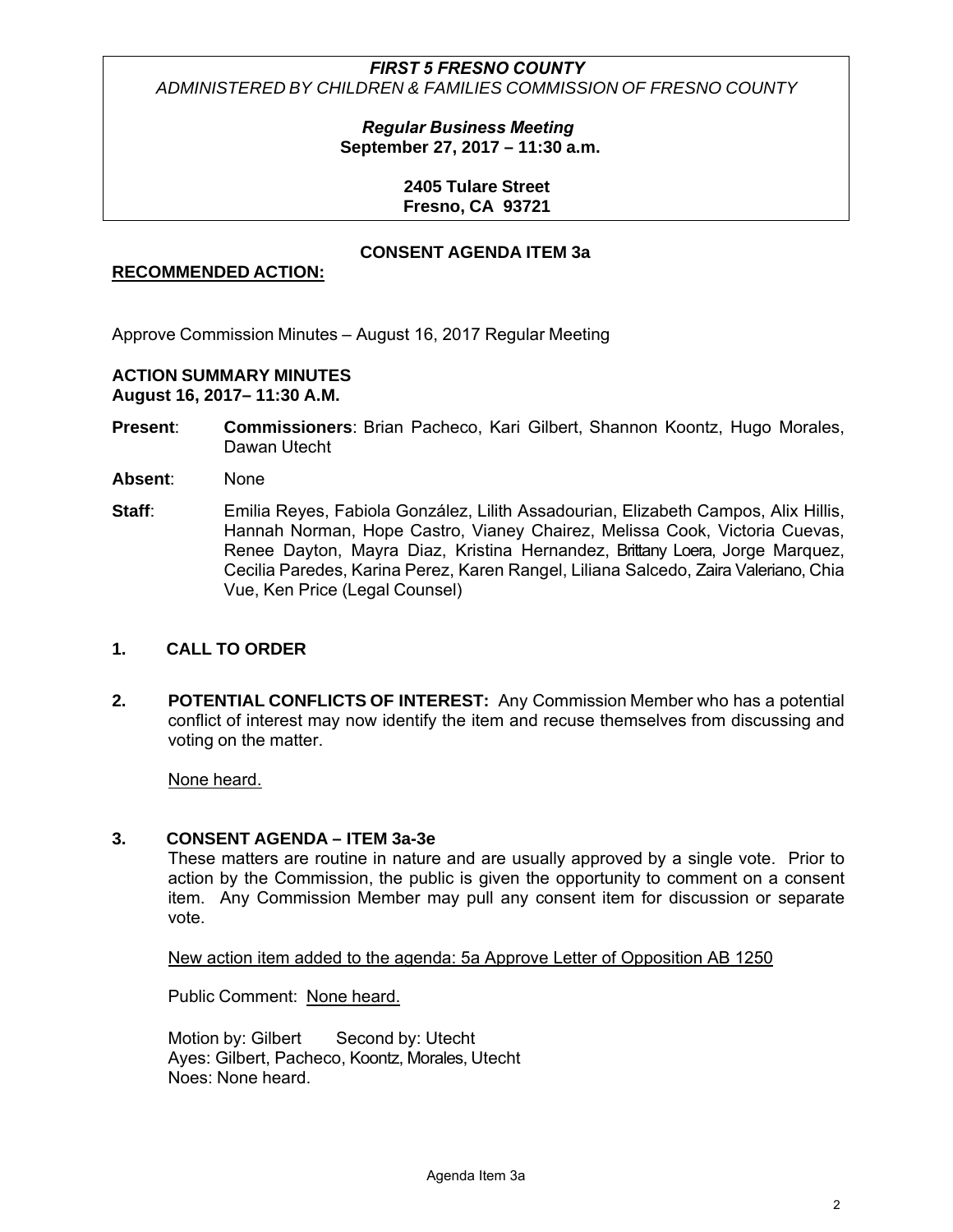***FIRST 5 FRESNO COUNTY***
*ADMINISTERED BY CHILDREN & FAMILIES COMMISSION OF FRESNO COUNTY*

***Regular Business Meeting***
**September 27, 2017 – 11:30 a.m.**

**2405 Tulare Street**
**Fresno, CA 93721**

**CONSENT AGENDA ITEM 3a**

**RECOMMENDED ACTION:**

Approve Commission Minutes – August 16, 2017 Regular Meeting

**ACTION SUMMARY MINUTES**
**August 16, 2017– 11:30 A.M.**

**Present**: **Commissioners**: Brian Pacheco, Kari Gilbert, Shannon Koontz, Hugo Morales, Dawan Utecht

**Absent**: None

**Staff**: Emilia Reyes, Fabiola González, Lilith Assadourian, Elizabeth Campos, Alix Hillis, Hannah Norman, Hope Castro, Vianey Chairez, Melissa Cook, Victoria Cuevas, Renee Dayton, Mayra Diaz, Kristina Hernandez, Brittany Loera, Jorge Marquez, Cecilia Paredes, Karina Perez, Karen Rangel, Liliana Salcedo, Zaira Valeriano, Chia Vue, Ken Price (Legal Counsel)

**1. CALL TO ORDER**

**2. POTENTIAL CONFLICTS OF INTEREST:** Any Commission Member who has a potential conflict of interest may now identify the item and recuse themselves from discussing and voting on the matter.

None heard.

**3. CONSENT AGENDA – ITEM 3a-3e**

These matters are routine in nature and are usually approved by a single vote. Prior to action by the Commission, the public is given the opportunity to comment on a consent item. Any Commission Member may pull any consent item for discussion or separate vote.

New action item added to the agenda: 5a Approve Letter of Opposition AB 1250

Public Comment: None heard.

Motion by: Gilbert Second by: Utecht
Ayes: Gilbert, Pacheco, Koontz, Morales, Utecht
Noes: None heard.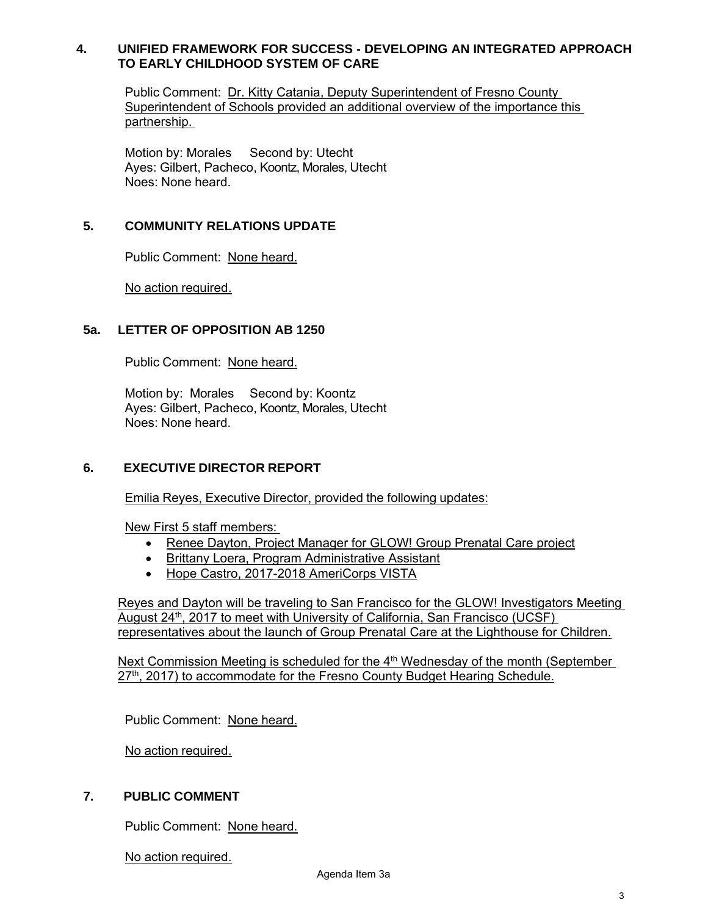## 4. UNIFIED FRAMEWORK FOR SUCCESS - DEVELOPING AN INTEGRATED APPROACH TO EARLY CHILDHOOD SYSTEM OF CARE

Public Comment: Dr. Kitty Catania, Deputy Superintendent of Fresno County Superintendent of Schools provided an additional overview of the importance this partnership.

Motion by: Morales Second by: Utecht
Ayes: Gilbert, Pacheco, Koontz, Morales, Utecht
Noes: None heard.

## 5. COMMUNITY RELATIONS UPDATE

Public Comment: None heard.

No action required.

## 5a. LETTER OF OPPOSITION AB 1250

Public Comment: None heard.

Motion by: Morales Second by: Koontz
Ayes: Gilbert, Pacheco, Koontz, Morales, Utecht
Noes: None heard.

## 6. EXECUTIVE DIRECTOR REPORT

Emilia Reyes, Executive Director, provided the following updates:

New First 5 staff members:

- Renee Dayton, Project Manager for GLOW! Group Prenatal Care project
- Brittany Loera, Program Administrative Assistant
- Hope Castro, 2017-2018 AmeriCorps VISTA

Reyes and Dayton will be traveling to San Francisco for the GLOW! Investigators Meeting August 24th, 2017 to meet with University of California, San Francisco (UCSF) representatives about the launch of Group Prenatal Care at the Lighthouse for Children.

Next Commission Meeting is scheduled for the 4th Wednesday of the month (September 27th, 2017) to accommodate for the Fresno County Budget Hearing Schedule.

Public Comment: None heard.

No action required.

## 7. PUBLIC COMMENT

Public Comment: None heard.

No action required.

Agenda Item 3a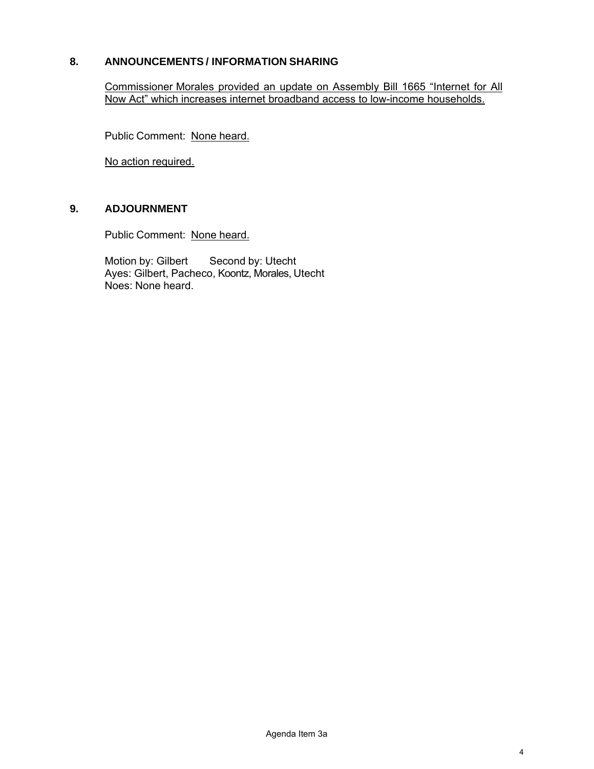## 8. ANNOUNCEMENTS / INFORMATION SHARING

Commissioner Morales provided an update on Assembly Bill 1665 "Internet for All Now Act" which increases internet broadband access to low-income households.

Public Comment: None heard.

No action required.

## 9. ADJOURNMENT

Public Comment: None heard.

Motion by: Gilbert Second by: Utecht
Ayes: Gilbert, Pacheco, Koontz, Morales, Utecht
Noes: None heard.

Agenda Item 3a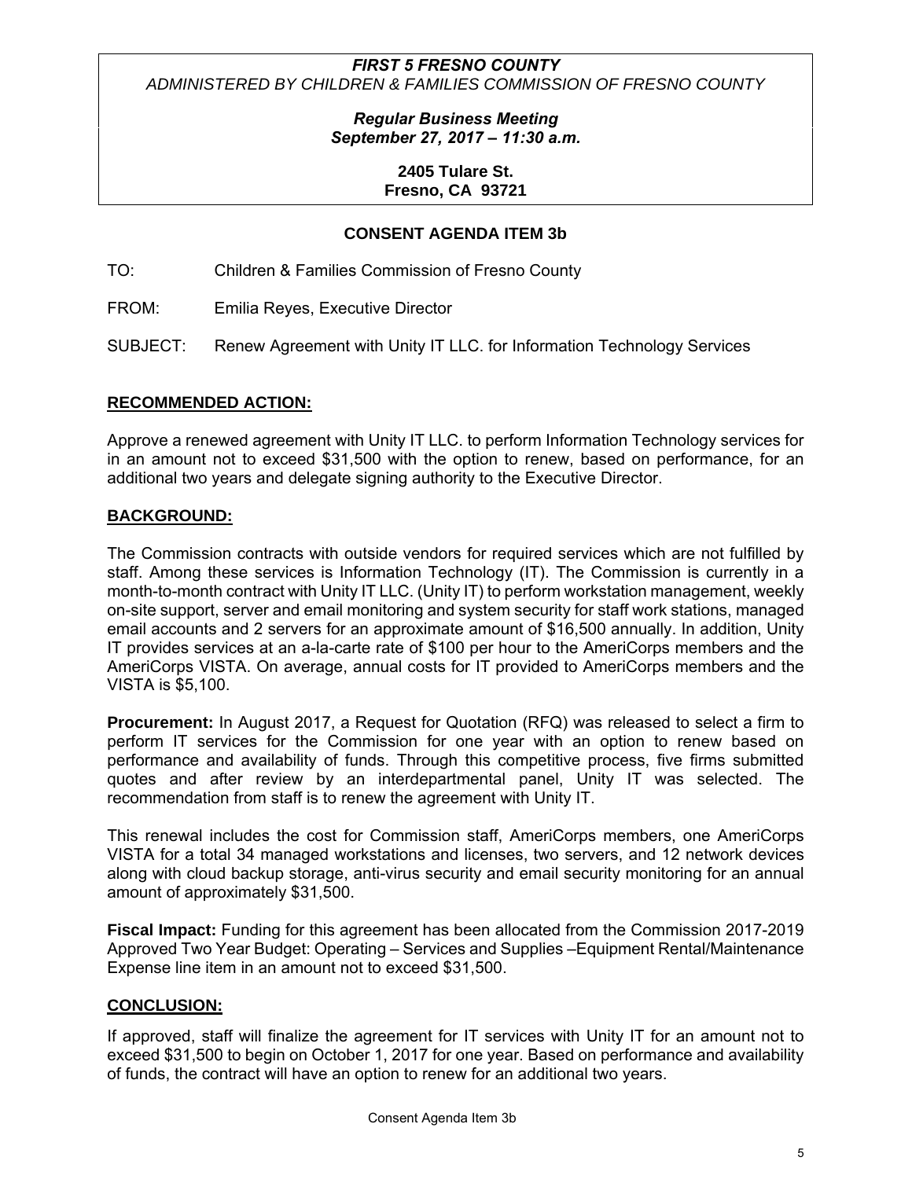***FIRST 5 FRESNO COUNTY***
*ADMINISTERED BY CHILDREN & FAMILIES COMMISSION OF FRESNO COUNTY*

***Regular Business Meeting***
***September 27, 2017 – 11:30 a.m.***

**2405 Tulare St.**
**Fresno, CA 93721**

## CONSENT AGENDA ITEM 3b

TO: Children & Families Commission of Fresno County

FROM: Emilia Reyes, Executive Director

SUBJECT: Renew Agreement with Unity IT LLC. for Information Technology Services

### RECOMMENDED ACTION:

Approve a renewed agreement with Unity IT LLC. to perform Information Technology services for in an amount not to exceed $31,500 with the option to renew, based on performance, for an additional two years and delegate signing authority to the Executive Director.

### BACKGROUND:

The Commission contracts with outside vendors for required services which are not fulfilled by staff. Among these services is Information Technology (IT). The Commission is currently in a month-to-month contract with Unity IT LLC. (Unity IT) to perform workstation management, weekly on-site support, server and email monitoring and system security for staff work stations, managed email accounts and 2 servers for an approximate amount of $16,500 annually. In addition, Unity IT provides services at an a-la-carte rate of $100 per hour to the AmeriCorps members and the AmeriCorps VISTA. On average, annual costs for IT provided to AmeriCorps members and the VISTA is $5,100.

**Procurement:** In August 2017, a Request for Quotation (RFQ) was released to select a firm to perform IT services for the Commission for one year with an option to renew based on performance and availability of funds. Through this competitive process, five firms submitted quotes and after review by an interdepartmental panel, Unity IT was selected. The recommendation from staff is to renew the agreement with Unity IT.

This renewal includes the cost for Commission staff, AmeriCorps members, one AmeriCorps VISTA for a total 34 managed workstations and licenses, two servers, and 12 network devices along with cloud backup storage, anti-virus security and email security monitoring for an annual amount of approximately $31,500.

**Fiscal Impact:** Funding for this agreement has been allocated from the Commission 2017-2019 Approved Two Year Budget: Operating – Services and Supplies –Equipment Rental/Maintenance Expense line item in an amount not to exceed $31,500.

### CONCLUSION:

If approved, staff will finalize the agreement for IT services with Unity IT for an amount not to exceed $31,500 to begin on October 1, 2017 for one year. Based on performance and availability of funds, the contract will have an option to renew for an additional two years.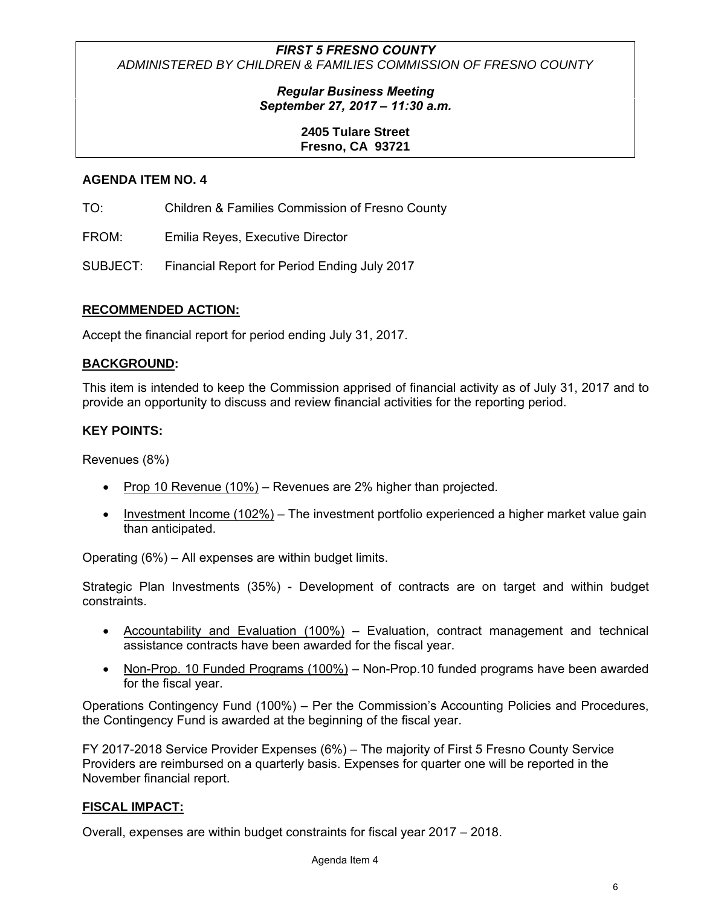***FIRST 5 FRESNO COUNTY***
*ADMINISTERED BY CHILDREN & FAMILIES COMMISSION OF FRESNO COUNTY*

***Regular Business Meeting***
***September 27, 2017 – 11:30 a.m.***

**2405 Tulare Street**
**Fresno, CA 93721**

**AGENDA ITEM NO. 4**

TO: Children & Families Commission of Fresno County

FROM: Emilia Reyes, Executive Director

SUBJECT: Financial Report for Period Ending July 2017

## RECOMMENDED ACTION:

Accept the financial report for period ending July 31, 2017.

## BACKGROUND:

This item is intended to keep the Commission apprised of financial activity as of July 31, 2017 and to provide an opportunity to discuss and review financial activities for the reporting period.

## KEY POINTS:

Revenues (8%)

- Prop 10 Revenue (10%) – Revenues are 2% higher than projected.
- Investment Income (102%) – The investment portfolio experienced a higher market value gain than anticipated.

Operating (6%) – All expenses are within budget limits.

Strategic Plan Investments (35%) - Development of contracts are on target and within budget constraints.

- Accountability and Evaluation (100%) – Evaluation, contract management and technical assistance contracts have been awarded for the fiscal year.
- Non-Prop. 10 Funded Programs (100%) – Non-Prop.10 funded programs have been awarded for the fiscal year.

Operations Contingency Fund (100%) – Per the Commission's Accounting Policies and Procedures, the Contingency Fund is awarded at the beginning of the fiscal year.

FY 2017-2018 Service Provider Expenses (6%) – The majority of First 5 Fresno County Service Providers are reimbursed on a quarterly basis. Expenses for quarter one will be reported in the November financial report.

## FISCAL IMPACT:

Overall, expenses are within budget constraints for fiscal year 2017 – 2018.

Agenda Item 4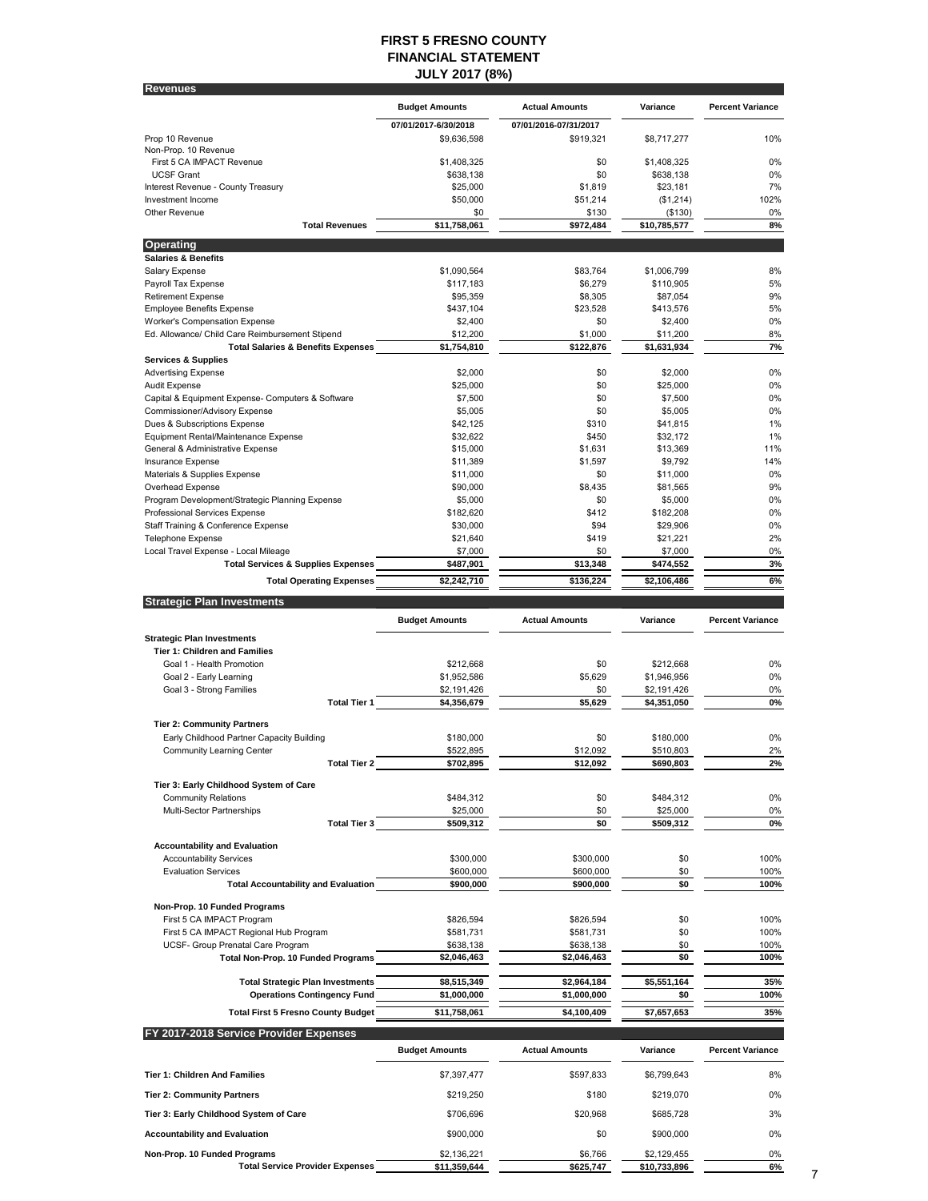# FIRST 5 FRESNO COUNTY
## FINANCIAL STATEMENT
### JULY 2017 (8%)

## Revenues

| | Budget Amounts | Actual Amounts | Variance | Percent Variance |
|---|---|---|---|---|
| | 07/01/2017-6/30/2018 | 07/01/2016-07/31/2017 | | |
| Prop 10 Revenue | $9,636,598 | $919,321 | $8,717,277 | 10% |
| Non-Prop. 10 Revenue | | | | |
| First 5 CA IMPACT Revenue | $1,408,325 | $0 | $1,408,325 | 0% |
| UCSF Grant | $638,138 | $0 | $638,138 | 0% |
| Interest Revenue - County Treasury | $25,000 | $1,819 | $23,181 | 7% |
| Investment Income | $50,000 | $51,214 | ($1,214) | 102% |
| Other Revenue | $0 | $130 | ($130) | 0% |
| **Total Revenues** | **$11,758,061** | **$972,484** | **$10,785,577** | **8%** |

## Operating

| | Budget Amounts | Actual Amounts | Variance | Percent Variance |
|---|---|---|---|---|
| **Salaries & Benefits** | | | | |
| Salary Expense | $1,090,564 | $83,764 | $1,006,799 | 8% |
| Payroll Tax Expense | $117,183 | $6,279 | $110,905 | 5% |
| Retirement Expense | $95,359 | $8,305 | $87,054 | 9% |
| Employee Benefits Expense | $437,104 | $23,528 | $413,576 | 5% |
| Worker's Compensation Expense | $2,400 | $0 | $2,400 | 0% |
| Ed. Allowance/ Child Care Reimbursement Stipend | $12,200 | $1,000 | $11,200 | 8% |
| **Total Salaries & Benefits Expenses** | **$1,754,810** | **$122,876** | **$1,631,934** | **7%** |
| **Services & Supplies** | | | | |
| Advertising Expense | $2,000 | $0 | $2,000 | 0% |
| Audit Expense | $25,000 | $0 | $25,000 | 0% |
| Capital & Equipment Expense- Computers & Software | $7,500 | $0 | $7,500 | 0% |
| Commissioner/Advisory Expense | $5,005 | $0 | $5,005 | 0% |
| Dues & Subscriptions Expense | $42,125 | $310 | $41,815 | 1% |
| Equipment Rental/Maintenance Expense | $32,622 | $450 | $32,172 | 1% |
| General & Administrative Expense | $15,000 | $1,631 | $13,369 | 11% |
| Insurance Expense | $11,389 | $1,597 | $9,792 | 14% |
| Materials & Supplies Expense | $11,000 | $0 | $11,000 | 0% |
| Overhead Expense | $90,000 | $8,435 | $81,565 | 9% |
| Program Development/Strategic Planning Expense | $5,000 | $0 | $5,000 | 0% |
| Professional Services Expense | $182,620 | $412 | $182,208 | 0% |
| Staff Training & Conference Expense | $30,000 | $94 | $29,906 | 0% |
| Telephone Expense | $21,640 | $419 | $21,221 | 2% |
| Local Travel Expense - Local Mileage | $7,000 | $0 | $7,000 | 0% |
| **Total Services & Supplies Expenses** | **$487,901** | **$13,348** | **$474,552** | **3%** |
| **Total Operating Expenses** | **$2,242,710** | **$136,224** | **$2,106,486** | **6%** |

## Strategic Plan Investments

| | Budget Amounts | Actual Amounts | Variance | Percent Variance |
|---|---|---|---|---|
| **Strategic Plan Investments** | | | | |
| **Tier 1: Children and Families** | | | | |
| Goal 1 - Health Promotion | $212,668 | $0 | $212,668 | 0% |
| Goal 2 - Early Learning | $1,952,586 | $5,629 | $1,946,956 | 0% |
| Goal 3 - Strong Families | $2,191,426 | $0 | $2,191,426 | 0% |
| **Total Tier 1** | **$4,356,679** | **$5,629** | **$4,351,050** | **0%** |
| **Tier 2: Community Partners** | | | | |
| Early Childhood Partner Capacity Building | $180,000 | $0 | $180,000 | 0% |
| Community Learning Center | $522,895 | $12,092 | $510,803 | 2% |
| **Total Tier 2** | **$702,895** | **$12,092** | **$690,803** | **2%** |
| **Tier 3: Early Childhood System of Care** | | | | |
| Community Relations | $484,312 | $0 | $484,312 | 0% |
| Multi-Sector Partnerships | $25,000 | $0 | $25,000 | 0% |
| **Total Tier 3** | **$509,312** | **$0** | **$509,312** | **0%** |
| **Accountability and Evaluation** | | | | |
| Accountability Services | $300,000 | $300,000 | $0 | 100% |
| Evaluation Services | $600,000 | $600,000 | $0 | 100% |
| **Total Accountability and Evaluation** | **$900,000** | **$900,000** | **$0** | **100%** |
| **Non-Prop. 10 Funded Programs** | | | | |
| First 5 CA IMPACT Program | $826,594 | $826,594 | $0 | 100% |
| First 5 CA IMPACT Regional Hub Program | $581,731 | $581,731 | $0 | 100% |
| UCSF- Group Prenatal Care Program | $638,138 | $638,138 | $0 | 100% |
| **Total Non-Prop. 10 Funded Programs** | **$2,046,463** | **$2,046,463** | **$0** | **100%** |
| **Total Strategic Plan Investments** | **$8,515,349** | **$2,964,184** | **$5,551,164** | **35%** |
| **Operations Contingency Fund** | **$1,000,000** | **$1,000,000** | **$0** | **100%** |
| **Total First 5 Fresno County Budget** | **$11,758,061** | **$4,100,409** | **$7,657,653** | **35%** |

## FY 2017-2018 Service Provider Expenses

| | Budget Amounts | Actual Amounts | Variance | Percent Variance |
|---|---|---|---|---|
| **Tier 1: Children And Families** | $7,397,477 | $597,833 | $6,799,643 | 8% |
| **Tier 2: Community Partners** | $219,250 | $180 | $219,070 | 0% |
| **Tier 3: Early Childhood System of Care** | $706,696 | $20,968 | $685,728 | 3% |
| **Accountability and Evaluation** | $900,000 | $0 | $900,000 | 0% |
| **Non-Prop. 10 Funded Programs** | $2,136,221 | $6,766 | $2,129,455 | 0% |
| **Total Service Provider Expenses** | **$11,359,644** | **$625,747** | **$10,733,896** | **6%** |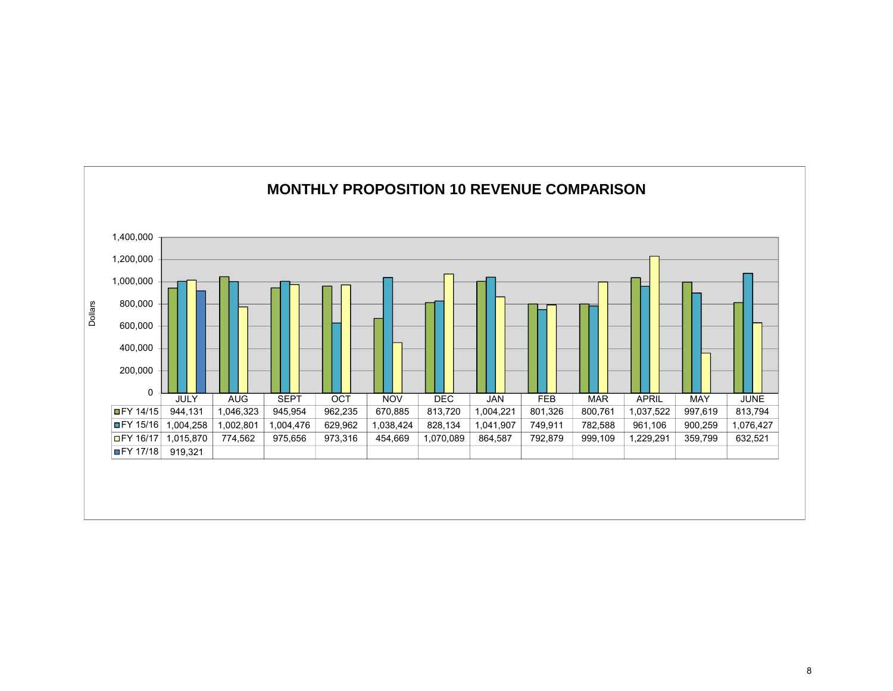# MONTHLY PROPOSITION 10 REVENUE COMPARISON

| | JULY | AUG | SEPT | OCT | NOV | DEC | JAN | FEB | MAR | APRIL | MAY | JUNE |
|---|---|---|---|---|---|---|---|---|---|---|---|---|
| FY 14/15 | 944,131 | 1,046,323 | 945,954 | 962,235 | 670,885 | 813,720 | 1,004,221 | 801,326 | 800,761 | 1,037,522 | 997,619 | 813,794 |
| FY 15/16 | 1,004,258 | 1,002,801 | 1,004,476 | 629,962 | 1,038,424 | 828,134 | 1,041,907 | 749,911 | 782,588 | 961,106 | 900,259 | 1,076,427 |
| FY 16/17 | 1,015,870 | 774,562 | 975,656 | 973,316 | 454,669 | 1,070,089 | 864,587 | 792,879 | 999,109 | 1,229,291 | 359,799 | 632,521 |
| FY 17/18 | 919,321 | | | | | | | | | | | |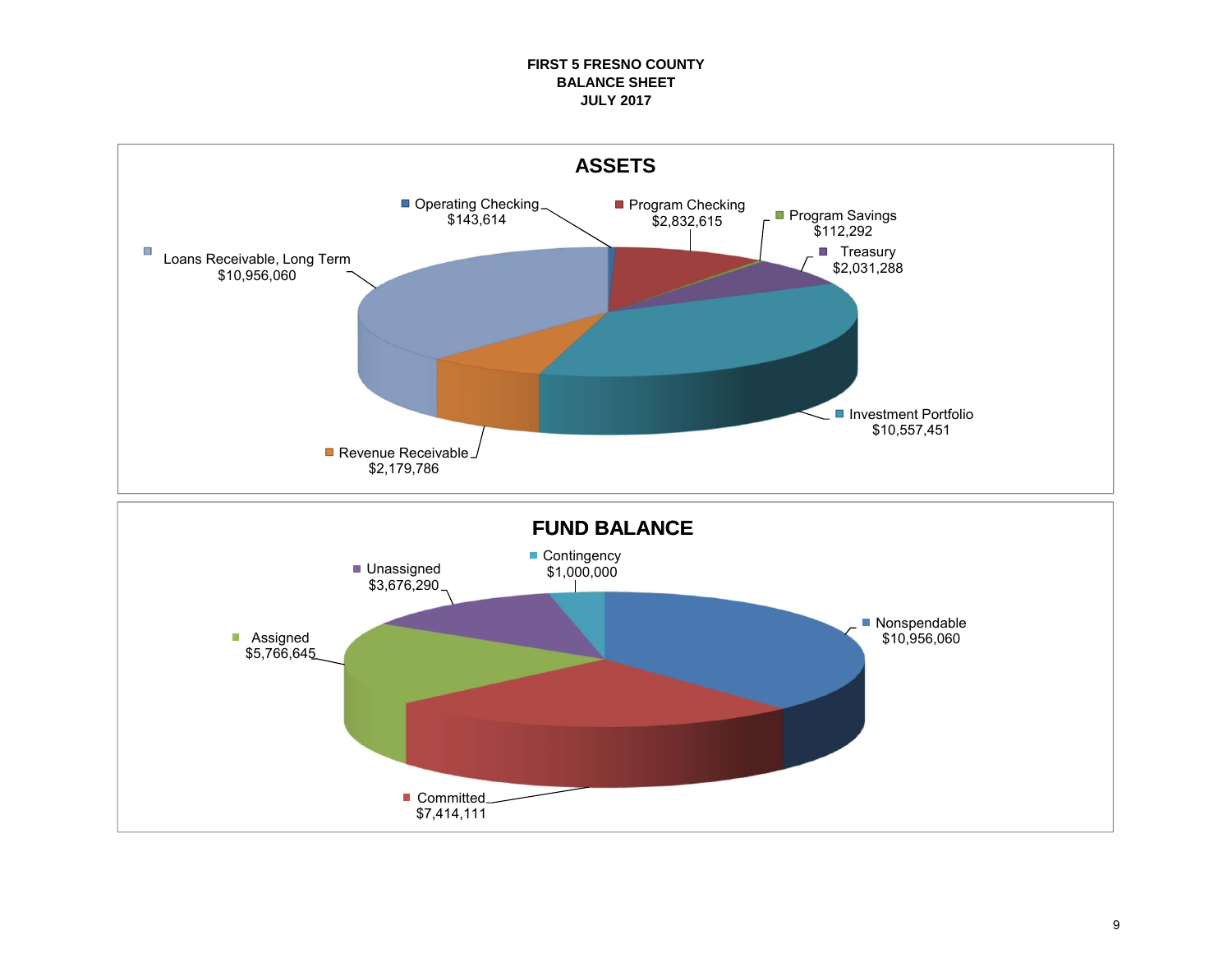**FIRST 5 FRESNO COUNTY**
**BALANCE SHEET**
**JULY 2017**

## ASSETS

| Category | Amount |
|---|---|
| Operating Checking | $143,614 |
| Program Checking | $2,832,615 |
| Program Savings | $112,292 |
| Treasury | $2,031,288 |
| Investment Portfolio | $10,557,451 |
| Revenue Receivable | $2,179,786 |
| Loans Receivable, Long Term | $10,956,060 |

## FUND BALANCE

| Category | Amount |
|---|---|
| Contingency | $1,000,000 |
| Nonspendable | $10,956,060 |
| Committed | $7,414,111 |
| Assigned | $5,766,645 |
| Unassigned | $3,676,290 |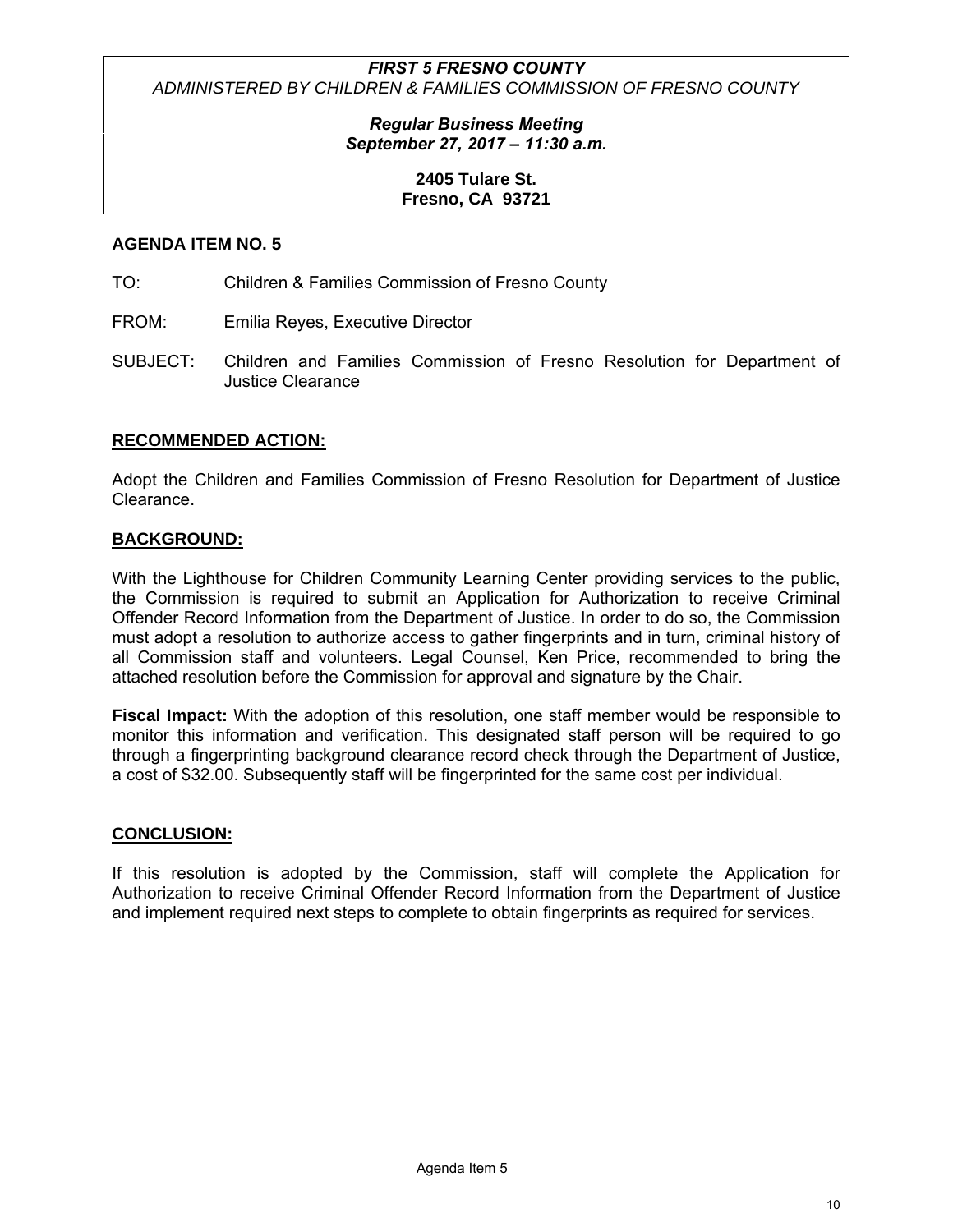***FIRST 5 FRESNO COUNTY***
*ADMINISTERED BY CHILDREN & FAMILIES COMMISSION OF FRESNO COUNTY*

***Regular Business Meeting***
***September 27, 2017 – 11:30 a.m.***

**2405 Tulare St.**
**Fresno, CA 93721**

**AGENDA ITEM NO. 5**

TO: Children & Families Commission of Fresno County

FROM: Emilia Reyes, Executive Director

SUBJECT: Children and Families Commission of Fresno Resolution for Department of Justice Clearance

## RECOMMENDED ACTION:

Adopt the Children and Families Commission of Fresno Resolution for Department of Justice Clearance.

## BACKGROUND:

With the Lighthouse for Children Community Learning Center providing services to the public, the Commission is required to submit an Application for Authorization to receive Criminal Offender Record Information from the Department of Justice. In order to do so, the Commission must adopt a resolution to authorize access to gather fingerprints and in turn, criminal history of all Commission staff and volunteers. Legal Counsel, Ken Price, recommended to bring the attached resolution before the Commission for approval and signature by the Chair.

**Fiscal Impact:** With the adoption of this resolution, one staff member would be responsible to monitor this information and verification. This designated staff person will be required to go through a fingerprinting background clearance record check through the Department of Justice, a cost of $32.00. Subsequently staff will be fingerprinted for the same cost per individual.

## CONCLUSION:

If this resolution is adopted by the Commission, staff will complete the Application for Authorization to receive Criminal Offender Record Information from the Department of Justice and implement required next steps to complete to obtain fingerprints as required for services.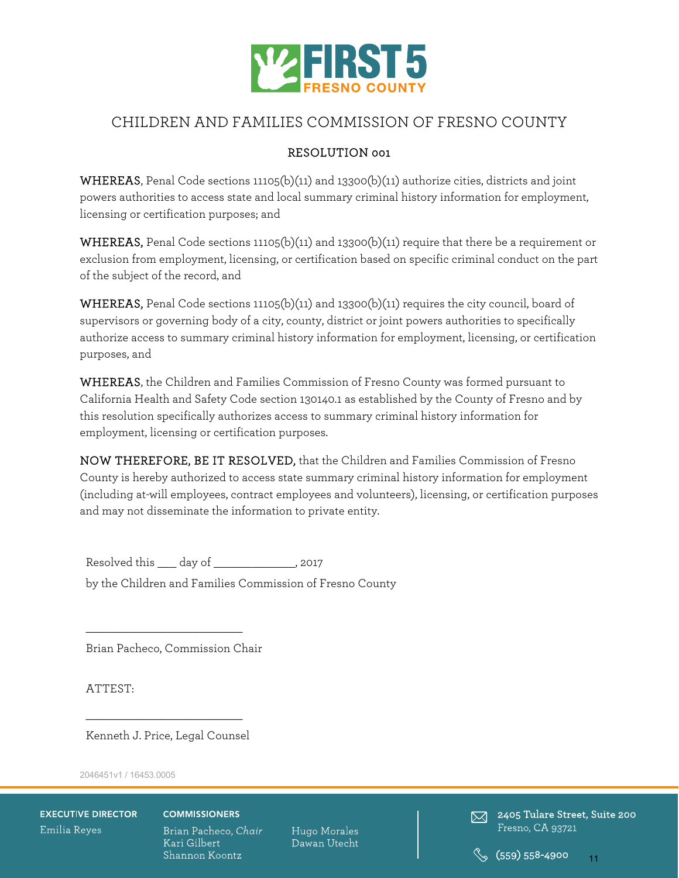# FIRST 5 FRESNO COUNTY

## CHILDREN AND FAMILIES COMMISSION OF FRESNO COUNTY

### RESOLUTION 001

**WHEREAS**, Penal Code sections 11105(b)(11) and 13300(b)(11) authorize cities, districts and joint powers authorities to access state and local summary criminal history information for employment, licensing or certification purposes; and

**WHEREAS,** Penal Code sections 11105(b)(11) and 13300(b)(11) require that there be a requirement or exclusion from employment, licensing, or certification based on specific criminal conduct on the part of the subject of the record, and

**WHEREAS,** Penal Code sections 11105(b)(11) and 13300(b)(11) requires the city council, board of supervisors or governing body of a city, county, district or joint powers authorities to specifically authorize access to summary criminal history information for employment, licensing, or certification purposes, and

**WHEREAS**, the Children and Families Commission of Fresno County was formed pursuant to California Health and Safety Code section 130140.1 as established by the County of Fresno and by this resolution specifically authorizes access to summary criminal history information for employment, licensing or certification purposes.

**NOW THEREFORE, BE IT RESOLVED,** that the Children and Families Commission of Fresno County is hereby authorized to access state summary criminal history information for employment (including at-will employees, contract employees and volunteers), licensing, or certification purposes and may not disseminate the information to private entity.

Resolved this ___ day of ______________, 2017

by the Children and Families Commission of Fresno County

___________________________

Brian Pacheco, Commission Chair

ATTEST:

___________________________

Kenneth J. Price, Legal Counsel

2046451v1 / 16453.0005

**EXECUTIVE DIRECTOR**
Emilia Reyes

**COMMISSIONERS**
Brian Pacheco, *Chair*
Kari Gilbert
Shannon Koontz
Hugo Morales
Dawan Utecht

**2405 Tulare Street, Suite 200**
Fresno, CA 93721

(559) 558-4900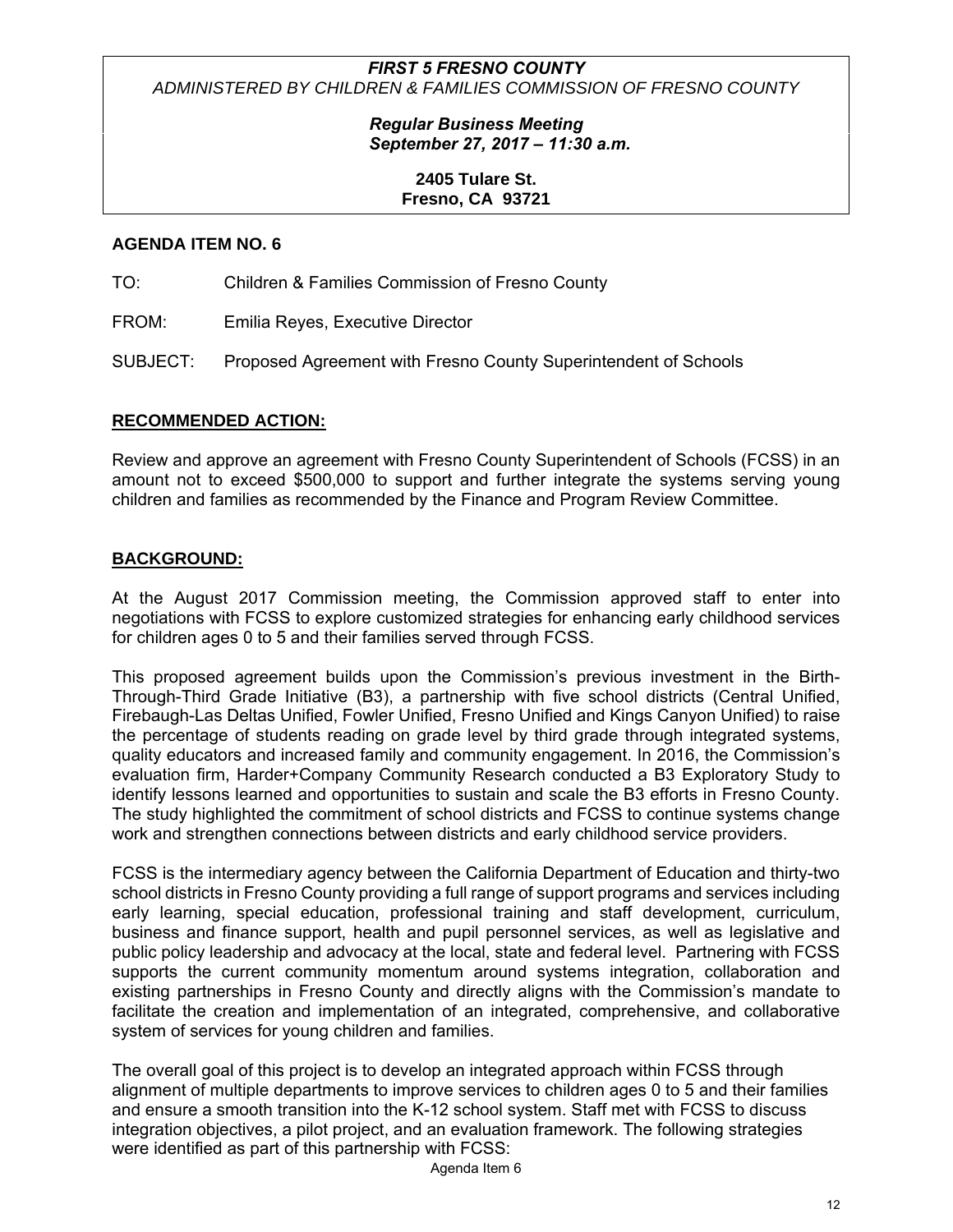***FIRST 5 FRESNO COUNTY***
*ADMINISTERED BY CHILDREN & FAMILIES COMMISSION OF FRESNO COUNTY*

***Regular Business Meeting***
***September 27, 2017 – 11:30 a.m.***

**2405 Tulare St.**
**Fresno, CA 93721**

**AGENDA ITEM NO. 6**

TO: Children & Families Commission of Fresno County

FROM: Emilia Reyes, Executive Director

SUBJECT: Proposed Agreement with Fresno County Superintendent of Schools

## RECOMMENDED ACTION:

Review and approve an agreement with Fresno County Superintendent of Schools (FCSS) in an amount not to exceed $500,000 to support and further integrate the systems serving young children and families as recommended by the Finance and Program Review Committee.

## BACKGROUND:

At the August 2017 Commission meeting, the Commission approved staff to enter into negotiations with FCSS to explore customized strategies for enhancing early childhood services for children ages 0 to 5 and their families served through FCSS.

This proposed agreement builds upon the Commission's previous investment in the Birth-Through-Third Grade Initiative (B3), a partnership with five school districts (Central Unified, Firebaugh-Las Deltas Unified, Fowler Unified, Fresno Unified and Kings Canyon Unified) to raise the percentage of students reading on grade level by third grade through integrated systems, quality educators and increased family and community engagement. In 2016, the Commission's evaluation firm, Harder+Company Community Research conducted a B3 Exploratory Study to identify lessons learned and opportunities to sustain and scale the B3 efforts in Fresno County. The study highlighted the commitment of school districts and FCSS to continue systems change work and strengthen connections between districts and early childhood service providers.

FCSS is the intermediary agency between the California Department of Education and thirty-two school districts in Fresno County providing a full range of support programs and services including early learning, special education, professional training and staff development, curriculum, business and finance support, health and pupil personnel services, as well as legislative and public policy leadership and advocacy at the local, state and federal level. Partnering with FCSS supports the current community momentum around systems integration, collaboration and existing partnerships in Fresno County and directly aligns with the Commission's mandate to facilitate the creation and implementation of an integrated, comprehensive, and collaborative system of services for young children and families.

The overall goal of this project is to develop an integrated approach within FCSS through alignment of multiple departments to improve services to children ages 0 to 5 and their families and ensure a smooth transition into the K-12 school system. Staff met with FCSS to discuss integration objectives, a pilot project, and an evaluation framework. The following strategies were identified as part of this partnership with FCSS: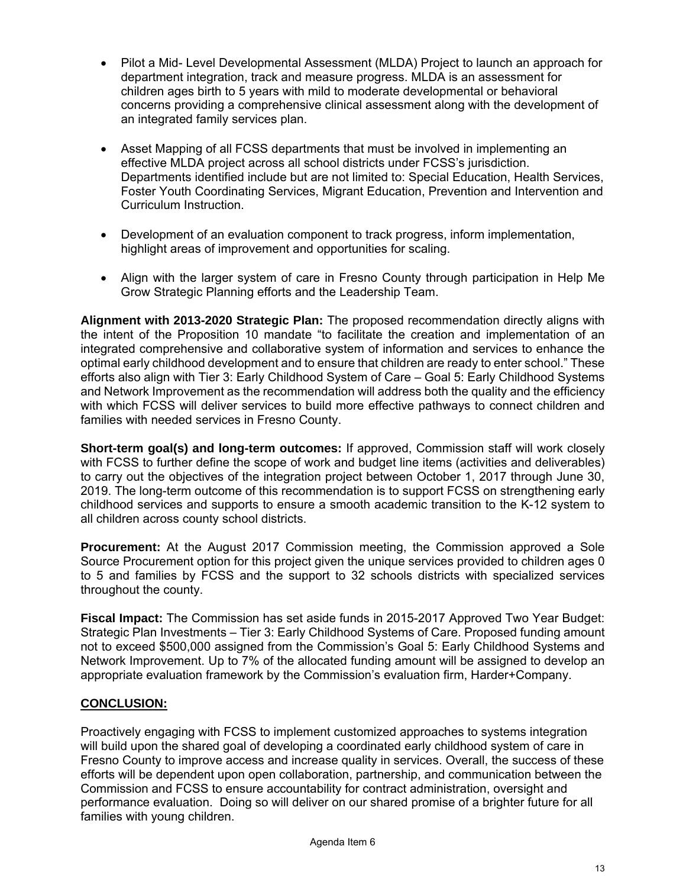- Pilot a Mid- Level Developmental Assessment (MLDA) Project to launch an approach for department integration, track and measure progress. MLDA is an assessment for children ages birth to 5 years with mild to moderate developmental or behavioral concerns providing a comprehensive clinical assessment along with the development of an integrated family services plan.

- Asset Mapping of all FCSS departments that must be involved in implementing an effective MLDA project across all school districts under FCSS's jurisdiction. Departments identified include but are not limited to: Special Education, Health Services, Foster Youth Coordinating Services, Migrant Education, Prevention and Intervention and Curriculum Instruction.

- Development of an evaluation component to track progress, inform implementation, highlight areas of improvement and opportunities for scaling.

- Align with the larger system of care in Fresno County through participation in Help Me Grow Strategic Planning efforts and the Leadership Team.

**Alignment with 2013-2020 Strategic Plan:** The proposed recommendation directly aligns with the intent of the Proposition 10 mandate "to facilitate the creation and implementation of an integrated comprehensive and collaborative system of information and services to enhance the optimal early childhood development and to ensure that children are ready to enter school." These efforts also align with Tier 3: Early Childhood System of Care – Goal 5: Early Childhood Systems and Network Improvement as the recommendation will address both the quality and the efficiency with which FCSS will deliver services to build more effective pathways to connect children and families with needed services in Fresno County.

**Short-term goal(s) and long-term outcomes:** If approved, Commission staff will work closely with FCSS to further define the scope of work and budget line items (activities and deliverables) to carry out the objectives of the integration project between October 1, 2017 through June 30, 2019. The long-term outcome of this recommendation is to support FCSS on strengthening early childhood services and supports to ensure a smooth academic transition to the K-12 system to all children across county school districts.

**Procurement:** At the August 2017 Commission meeting, the Commission approved a Sole Source Procurement option for this project given the unique services provided to children ages 0 to 5 and families by FCSS and the support to 32 schools districts with specialized services throughout the county.

**Fiscal Impact:** The Commission has set aside funds in 2015-2017 Approved Two Year Budget: Strategic Plan Investments – Tier 3: Early Childhood Systems of Care. Proposed funding amount not to exceed $500,000 assigned from the Commission's Goal 5: Early Childhood Systems and Network Improvement. Up to 7% of the allocated funding amount will be assigned to develop an appropriate evaluation framework by the Commission's evaluation firm, Harder+Company.

## CONCLUSION:

Proactively engaging with FCSS to implement customized approaches to systems integration will build upon the shared goal of developing a coordinated early childhood system of care in Fresno County to improve access and increase quality in services. Overall, the success of these efforts will be dependent upon open collaboration, partnership, and communication between the Commission and FCSS to ensure accountability for contract administration, oversight and performance evaluation. Doing so will deliver on our shared promise of a brighter future for all families with young children.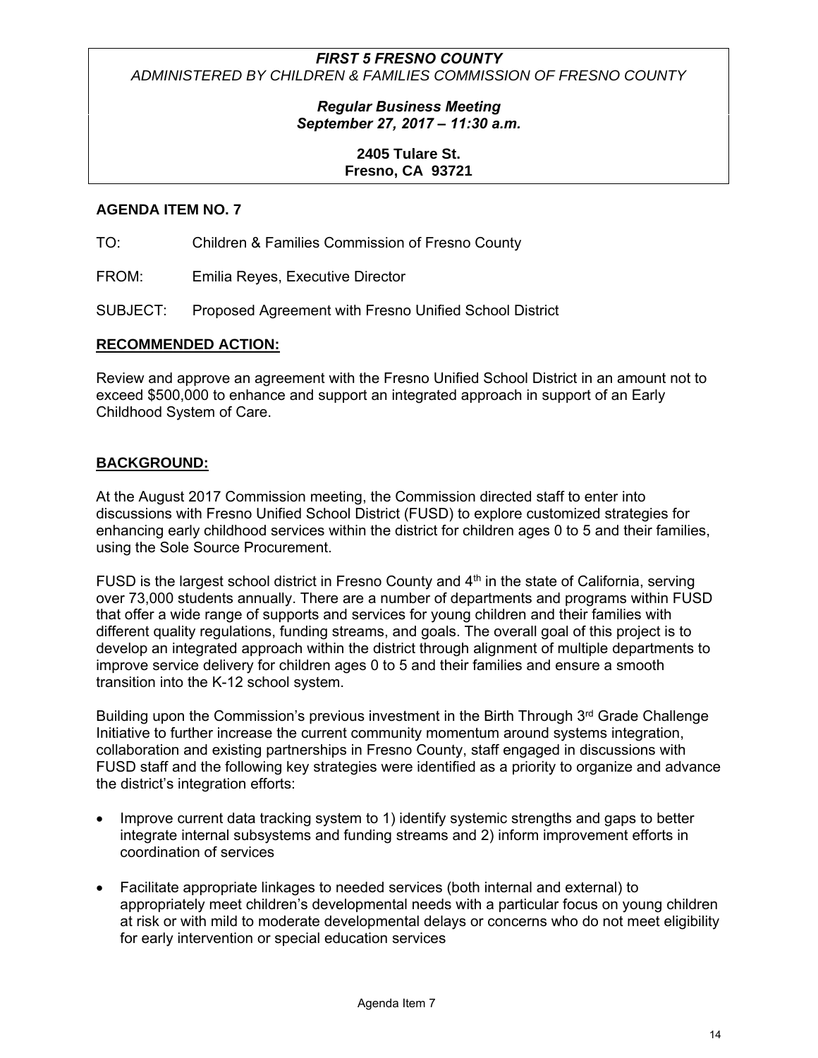***FIRST 5 FRESNO COUNTY***

*ADMINISTERED BY CHILDREN & FAMILIES COMMISSION OF FRESNO COUNTY*

***Regular Business Meeting***
***September 27, 2017 – 11:30 a.m.***

**2405 Tulare St.**
**Fresno, CA 93721**

**AGENDA ITEM NO. 7**

TO: Children & Families Commission of Fresno County

FROM: Emilia Reyes, Executive Director

SUBJECT: Proposed Agreement with Fresno Unified School District

**RECOMMENDED ACTION:**

Review and approve an agreement with the Fresno Unified School District in an amount not to exceed $500,000 to enhance and support an integrated approach in support of an Early Childhood System of Care.

**BACKGROUND:**

At the August 2017 Commission meeting, the Commission directed staff to enter into discussions with Fresno Unified School District (FUSD) to explore customized strategies for enhancing early childhood services within the district for children ages 0 to 5 and their families, using the Sole Source Procurement.

FUSD is the largest school district in Fresno County and 4th in the state of California, serving over 73,000 students annually. There are a number of departments and programs within FUSD that offer a wide range of supports and services for young children and their families with different quality regulations, funding streams, and goals. The overall goal of this project is to develop an integrated approach within the district through alignment of multiple departments to improve service delivery for children ages 0 to 5 and their families and ensure a smooth transition into the K-12 school system.

Building upon the Commission's previous investment in the Birth Through 3rd Grade Challenge Initiative to further increase the current community momentum around systems integration, collaboration and existing partnerships in Fresno County, staff engaged in discussions with FUSD staff and the following key strategies were identified as a priority to organize and advance the district's integration efforts:

- Improve current data tracking system to 1) identify systemic strengths and gaps to better integrate internal subsystems and funding streams and 2) inform improvement efforts in coordination of services
- Facilitate appropriate linkages to needed services (both internal and external) to appropriately meet children's developmental needs with a particular focus on young children at risk or with mild to moderate developmental delays or concerns who do not meet eligibility for early intervention or special education services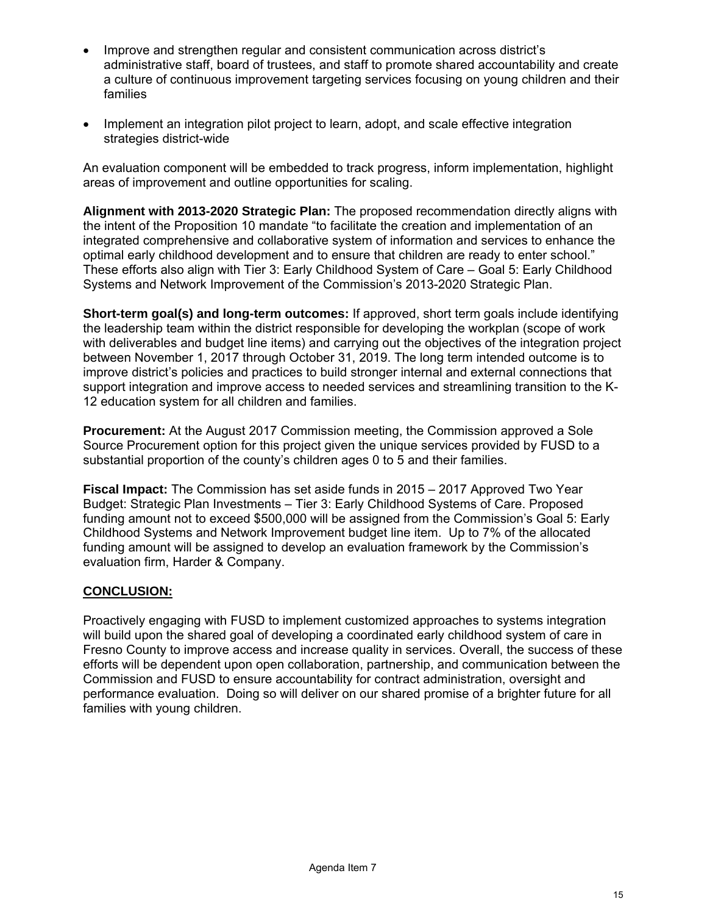- Improve and strengthen regular and consistent communication across district's administrative staff, board of trustees, and staff to promote shared accountability and create a culture of continuous improvement targeting services focusing on young children and their families

- Implement an integration pilot project to learn, adopt, and scale effective integration strategies district-wide

An evaluation component will be embedded to track progress, inform implementation, highlight areas of improvement and outline opportunities for scaling.

**Alignment with 2013-2020 Strategic Plan:** The proposed recommendation directly aligns with the intent of the Proposition 10 mandate "to facilitate the creation and implementation of an integrated comprehensive and collaborative system of information and services to enhance the optimal early childhood development and to ensure that children are ready to enter school." These efforts also align with Tier 3: Early Childhood System of Care – Goal 5: Early Childhood Systems and Network Improvement of the Commission's 2013-2020 Strategic Plan.

**Short-term goal(s) and long-term outcomes:** If approved, short term goals include identifying the leadership team within the district responsible for developing the workplan (scope of work with deliverables and budget line items) and carrying out the objectives of the integration project between November 1, 2017 through October 31, 2019. The long term intended outcome is to improve district's policies and practices to build stronger internal and external connections that support integration and improve access to needed services and streamlining transition to the K-12 education system for all children and families.

**Procurement:** At the August 2017 Commission meeting, the Commission approved a Sole Source Procurement option for this project given the unique services provided by FUSD to a substantial proportion of the county's children ages 0 to 5 and their families.

**Fiscal Impact:** The Commission has set aside funds in 2015 – 2017 Approved Two Year Budget: Strategic Plan Investments – Tier 3: Early Childhood Systems of Care. Proposed funding amount not to exceed $500,000 will be assigned from the Commission's Goal 5: Early Childhood Systems and Network Improvement budget line item. Up to 7% of the allocated funding amount will be assigned to develop an evaluation framework by the Commission's evaluation firm, Harder & Company.

## CONCLUSION:

Proactively engaging with FUSD to implement customized approaches to systems integration will build upon the shared goal of developing a coordinated early childhood system of care in Fresno County to improve access and increase quality in services. Overall, the success of these efforts will be dependent upon open collaboration, partnership, and communication between the Commission and FUSD to ensure accountability for contract administration, oversight and performance evaluation. Doing so will deliver on our shared promise of a brighter future for all families with young children.